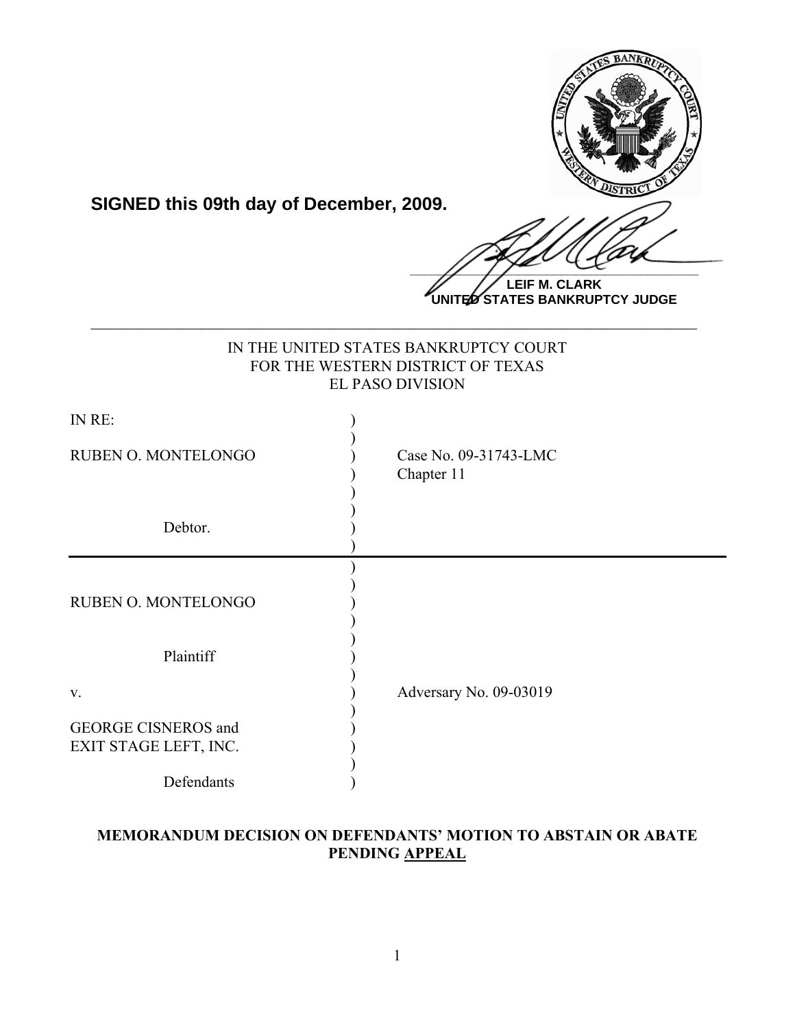**SIGNED this 09th day of December, 2009.**

**LEIF M. CLARK**
**UNITED STATES BANKRUPTCY JUDGE**

---

IN THE UNITED STATES BANKRUPTCY COURT
FOR THE WESTERN DISTRICT OF TEXAS
EL PASO DIVISION

| | |
|---|---|
| IN RE:<br><br>RUBEN O. MONTELONGO<br><br>Debtor. | Case No. 09-31743-LMC<br>Chapter 11 |
| RUBEN O. MONTELONGO<br><br>Plaintiff<br><br>v.<br><br>GEORGE CISNEROS and<br>EXIT STAGE LEFT, INC.<br><br>Defendants | Adversary No. 09-03019 |

**MEMORANDUM DECISION ON DEFENDANTS' MOTION TO ABSTAIN OR ABATE PENDING APPEAL**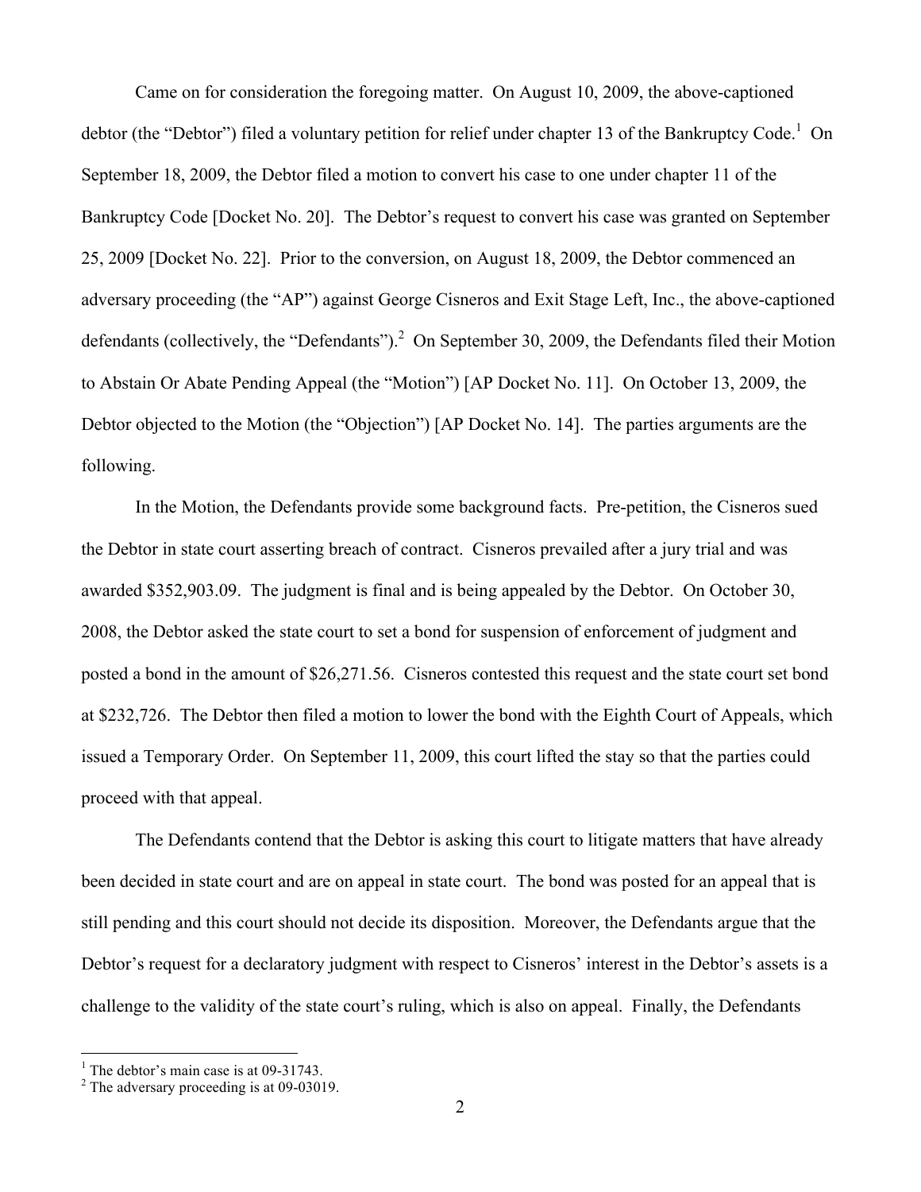Came on for consideration the foregoing matter. On August 10, 2009, the above-captioned debtor (the "Debtor") filed a voluntary petition for relief under chapter 13 of the Bankruptcy Code.[1] On September 18, 2009, the Debtor filed a motion to convert his case to one under chapter 11 of the Bankruptcy Code [Docket No. 20]. The Debtor's request to convert his case was granted on September 25, 2009 [Docket No. 22]. Prior to the conversion, on August 18, 2009, the Debtor commenced an adversary proceeding (the "AP") against George Cisneros and Exit Stage Left, Inc., the above-captioned defendants (collectively, the "Defendants").[2] On September 30, 2009, the Defendants filed their Motion to Abstain Or Abate Pending Appeal (the "Motion") [AP Docket No. 11]. On October 13, 2009, the Debtor objected to the Motion (the "Objection") [AP Docket No. 14]. The parties arguments are the following.

In the Motion, the Defendants provide some background facts. Pre-petition, the Cisneros sued the Debtor in state court asserting breach of contract. Cisneros prevailed after a jury trial and was awarded $352,903.09. The judgment is final and is being appealed by the Debtor. On October 30, 2008, the Debtor asked the state court to set a bond for suspension of enforcement of judgment and posted a bond in the amount of $26,271.56. Cisneros contested this request and the state court set bond at $232,726. The Debtor then filed a motion to lower the bond with the Eighth Court of Appeals, which issued a Temporary Order. On September 11, 2009, this court lifted the stay so that the parties could proceed with that appeal.

The Defendants contend that the Debtor is asking this court to litigate matters that have already been decided in state court and are on appeal in state court. The bond was posted for an appeal that is still pending and this court should not decide its disposition. Moreover, the Defendants argue that the Debtor's request for a declaratory judgment with respect to Cisneros' interest in the Debtor's assets is a challenge to the validity of the state court's ruling, which is also on appeal. Finally, the Defendants

---

[1] The debtor's main case is at 09-31743.

[2] The adversary proceeding is at 09-03019.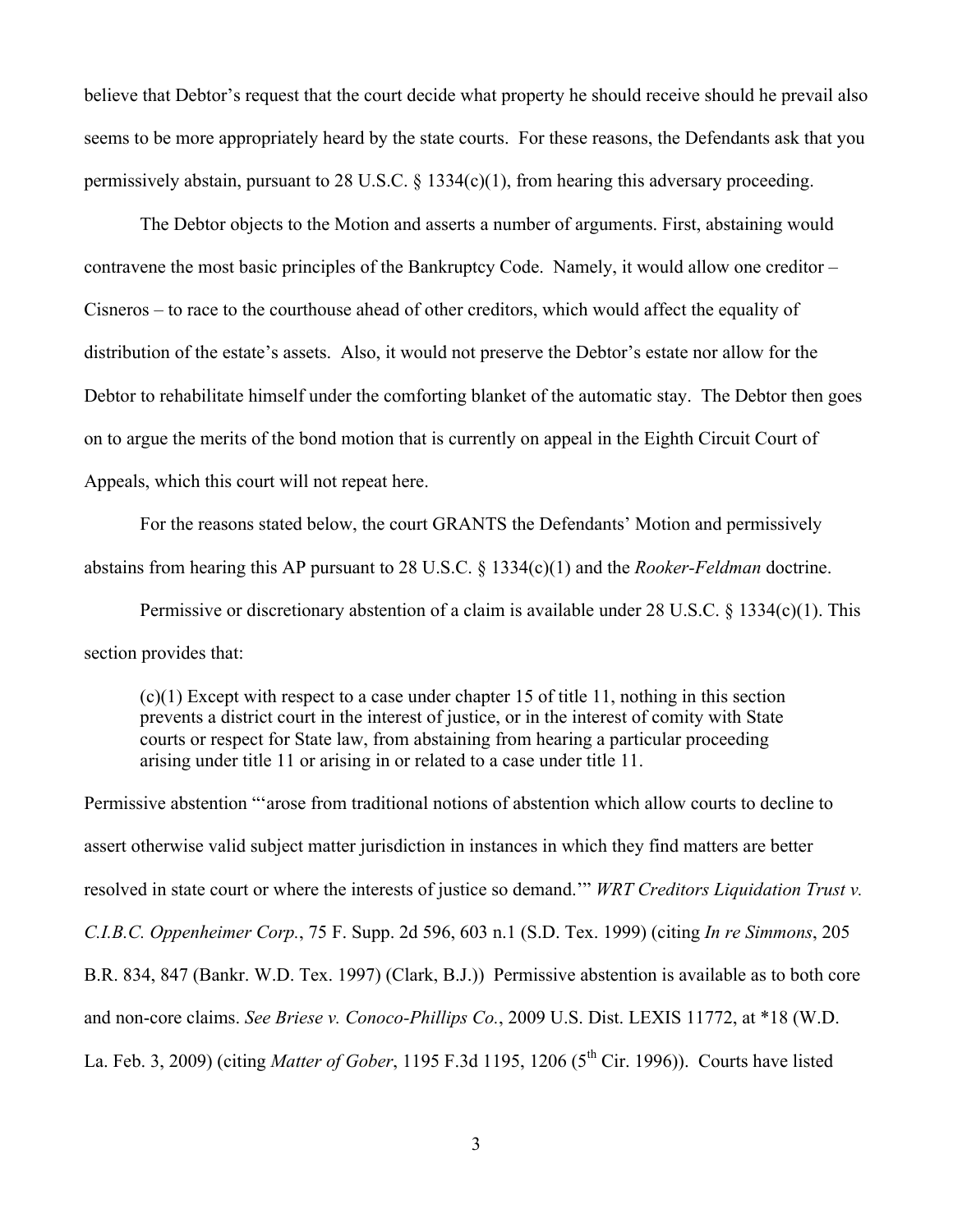believe that Debtor's request that the court decide what property he should receive should he prevail also seems to be more appropriately heard by the state courts. For these reasons, the Defendants ask that you permissively abstain, pursuant to 28 U.S.C. § 1334(c)(1), from hearing this adversary proceeding.

The Debtor objects to the Motion and asserts a number of arguments. First, abstaining would contravene the most basic principles of the Bankruptcy Code. Namely, it would allow one creditor – Cisneros – to race to the courthouse ahead of other creditors, which would affect the equality of distribution of the estate's assets. Also, it would not preserve the Debtor's estate nor allow for the Debtor to rehabilitate himself under the comforting blanket of the automatic stay. The Debtor then goes on to argue the merits of the bond motion that is currently on appeal in the Eighth Circuit Court of Appeals, which this court will not repeat here.

For the reasons stated below, the court GRANTS the Defendants' Motion and permissively abstains from hearing this AP pursuant to 28 U.S.C. § 1334(c)(1) and the *Rooker-Feldman* doctrine.

Permissive or discretionary abstention of a claim is available under 28 U.S.C. § 1334(c)(1). This section provides that:

> (c)(1) Except with respect to a case under chapter 15 of title 11, nothing in this section prevents a district court in the interest of justice, or in the interest of comity with State courts or respect for State law, from abstaining from hearing a particular proceeding arising under title 11 or arising in or related to a case under title 11.

Permissive abstention "'arose from traditional notions of abstention which allow courts to decline to assert otherwise valid subject matter jurisdiction in instances in which they find matters are better resolved in state court or where the interests of justice so demand.'" *WRT Creditors Liquidation Trust v. C.I.B.C. Oppenheimer Corp.*, 75 F. Supp. 2d 596, 603 n.1 (S.D. Tex. 1999) (citing *In re Simmons*, 205 B.R. 834, 847 (Bankr. W.D. Tex. 1997) (Clark, B.J.)) Permissive abstention is available as to both core and non-core claims. *See Briese v. Conoco-Phillips Co.*, 2009 U.S. Dist. LEXIS 11772, at *18 (W.D. La. Feb. 3, 2009) (citing *Matter of Gober*, 1195 F.3d 1195, 1206 (5th Cir. 1996)). Courts have listed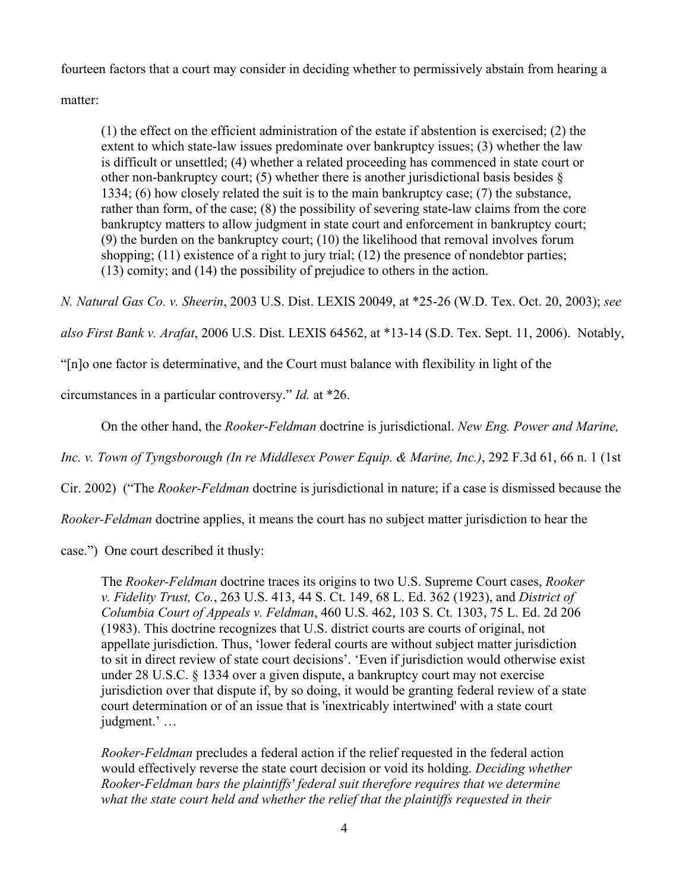fourteen factors that a court may consider in deciding whether to permissively abstain from hearing a matter:

> (1) the effect on the efficient administration of the estate if abstention is exercised; (2) the extent to which state-law issues predominate over bankruptcy issues; (3) whether the law is difficult or unsettled; (4) whether a related proceeding has commenced in state court or other non-bankruptcy court; (5) whether there is another jurisdictional basis besides § 1334; (6) how closely related the suit is to the main bankruptcy case; (7) the substance, rather than form, of the case; (8) the possibility of severing state-law claims from the core bankruptcy matters to allow judgment in state court and enforcement in bankruptcy court; (9) the burden on the bankruptcy court; (10) the likelihood that removal involves forum shopping; (11) existence of a right to jury trial; (12) the presence of nondebtor parties; (13) comity; and (14) the possibility of prejudice to others in the action.

*N. Natural Gas Co. v. Sheerin*, 2003 U.S. Dist. LEXIS 20049, at *25-26 (W.D. Tex. Oct. 20, 2003); *see also First Bank v. Arafat*, 2006 U.S. Dist. LEXIS 64562, at *13-14 (S.D. Tex. Sept. 11, 2006). Notably, "[n]o one factor is determinative, and the Court must balance with flexibility in light of the circumstances in a particular controversy." *Id.* at *26.

On the other hand, the *Rooker-Feldman* doctrine is jurisdictional. *New Eng. Power and Marine, Inc. v. Town of Tyngsborough (In re Middlesex Power Equip. & Marine, Inc.)*, 292 F.3d 61, 66 n. 1 (1st Cir. 2002) ("The *Rooker-Feldman* doctrine is jurisdictional in nature; if a case is dismissed because the *Rooker-Feldman* doctrine applies, it means the court has no subject matter jurisdiction to hear the case.") One court described it thusly:

> The *Rooker-Feldman* doctrine traces its origins to two U.S. Supreme Court cases, *Rooker v. Fidelity Trust, Co.*, 263 U.S. 413, 44 S. Ct. 149, 68 L. Ed. 362 (1923), and *District of Columbia Court of Appeals v. Feldman*, 460 U.S. 462, 103 S. Ct. 1303, 75 L. Ed. 2d 206 (1983). This doctrine recognizes that U.S. district courts are courts of original, not appellate jurisdiction. Thus, 'lower federal courts are without subject matter jurisdiction to sit in direct review of state court decisions'. 'Even if jurisdiction would otherwise exist under 28 U.S.C. § 1334 over a given dispute, a bankruptcy court may not exercise jurisdiction over that dispute if, by so doing, it would be granting federal review of a state court determination or of an issue that is 'inextricably intertwined' with a state court judgment.' …
>
> *Rooker-Feldman* precludes a federal action if the relief requested in the federal action would effectively reverse the state court decision or void its holding. *Deciding whether Rooker-Feldman bars the plaintiffs' federal suit therefore requires that we determine what the state court held and whether the relief that the plaintiffs requested in their*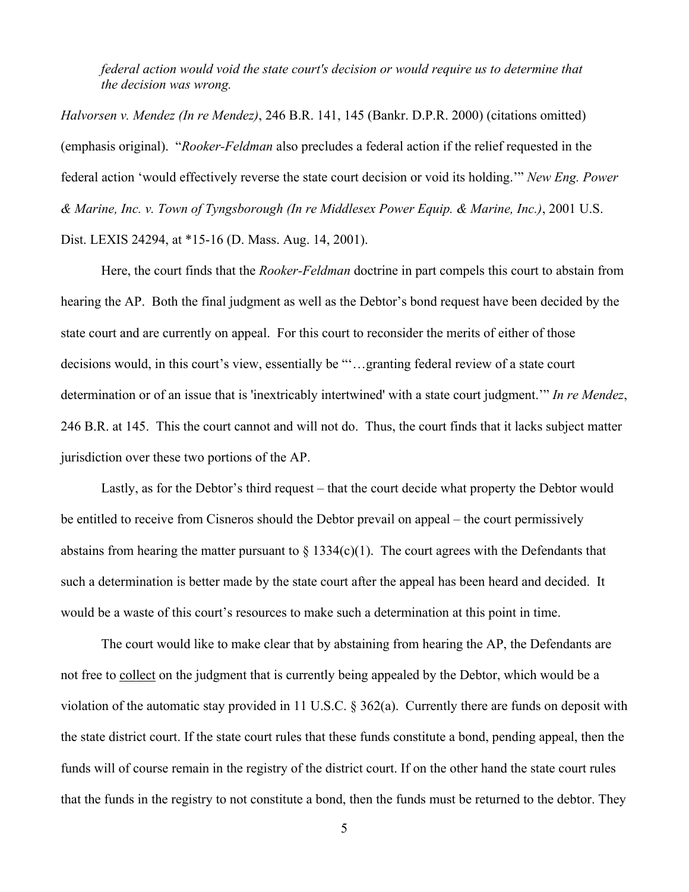*federal action would void the state court's decision or would require us to determine that the decision was wrong.*

*Halvorsen v. Mendez (In re Mendez)*, 246 B.R. 141, 145 (Bankr. D.P.R. 2000) (citations omitted) (emphasis original). "*Rooker-Feldman* also precludes a federal action if the relief requested in the federal action 'would effectively reverse the state court decision or void its holding.'" *New Eng. Power & Marine, Inc. v. Town of Tyngsborough (In re Middlesex Power Equip. & Marine, Inc.)*, 2001 U.S. Dist. LEXIS 24294, at *15-16 (D. Mass. Aug. 14, 2001).

Here, the court finds that the *Rooker-Feldman* doctrine in part compels this court to abstain from hearing the AP. Both the final judgment as well as the Debtor's bond request have been decided by the state court and are currently on appeal. For this court to reconsider the merits of either of those decisions would, in this court's view, essentially be "'…granting federal review of a state court determination or of an issue that is 'inextricably intertwined' with a state court judgment.'" *In re Mendez*, 246 B.R. at 145. This the court cannot and will not do. Thus, the court finds that it lacks subject matter jurisdiction over these two portions of the AP.

Lastly, as for the Debtor's third request – that the court decide what property the Debtor would be entitled to receive from Cisneros should the Debtor prevail on appeal – the court permissively abstains from hearing the matter pursuant to § 1334(c)(1). The court agrees with the Defendants that such a determination is better made by the state court after the appeal has been heard and decided. It would be a waste of this court's resources to make such a determination at this point in time.

The court would like to make clear that by abstaining from hearing the AP, the Defendants are not free to <u>collect</u> on the judgment that is currently being appealed by the Debtor, which would be a violation of the automatic stay provided in 11 U.S.C. § 362(a). Currently there are funds on deposit with the state district court. If the state court rules that these funds constitute a bond, pending appeal, then the funds will of course remain in the registry of the district court. If on the other hand the state court rules that the funds in the registry to not constitute a bond, then the funds must be returned to the debtor. They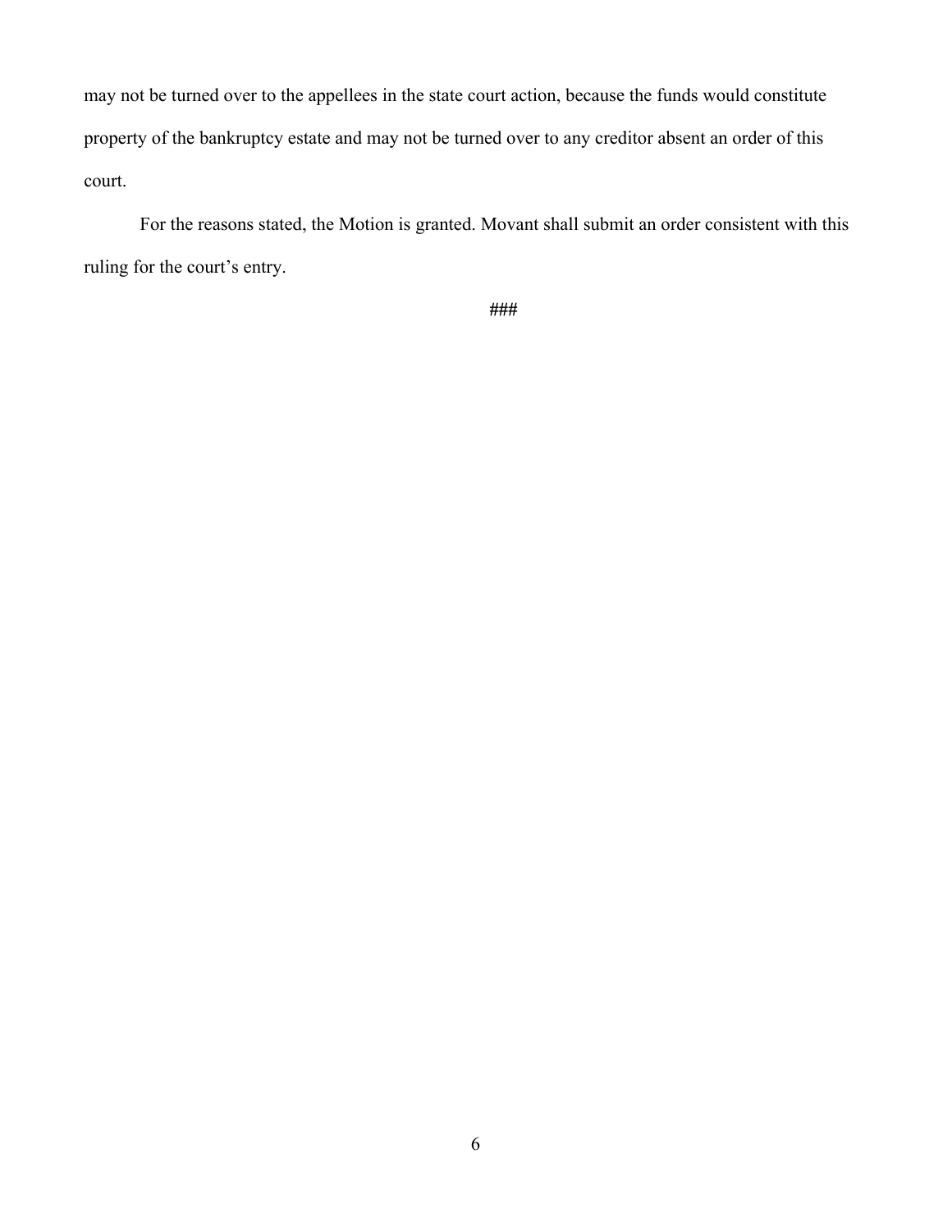may not be turned over to the appellees in the state court action, because the funds would constitute property of the bankruptcy estate and may not be turned over to any creditor absent an order of this court.

For the reasons stated, the Motion is granted. Movant shall submit an order consistent with this ruling for the court's entry.

###